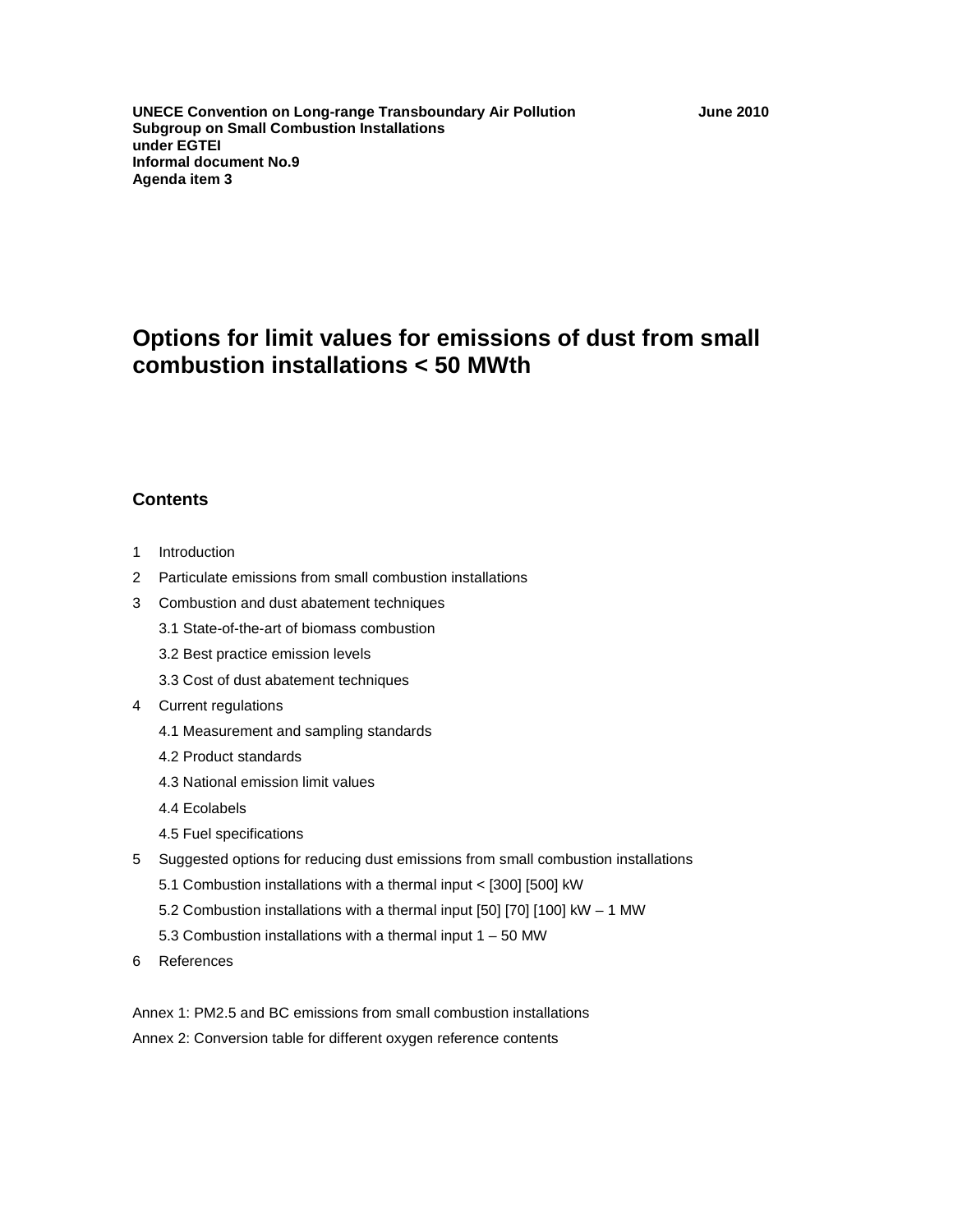**UNECE Convention on Long-range Transboundary Air Pollution** **June 2010**
**Subgroup on Small Combustion Installations**
**under EGTEI**
**Informal document No.9**
**Agenda item 3**

# Options for limit values for emissions of dust from small combustion installations < 50 MWth

## Contents

1 Introduction
2 Particulate emissions from small combustion installations
3 Combustion and dust abatement techniques
   3.1 State-of-the-art of biomass combustion
   3.2 Best practice emission levels
   3.3 Cost of dust abatement techniques
4 Current regulations
   4.1 Measurement and sampling standards
   4.2 Product standards
   4.3 National emission limit values
   4.4 Ecolabels
   4.5 Fuel specifications
5 Suggested options for reducing dust emissions from small combustion installations
   5.1 Combustion installations with a thermal input < [300] [500] kW
   5.2 Combustion installations with a thermal input [50] [70] [100] kW – 1 MW
   5.3 Combustion installations with a thermal input 1 – 50 MW
6 References

Annex 1: PM2.5 and BC emissions from small combustion installations
Annex 2: Conversion table for different oxygen reference contents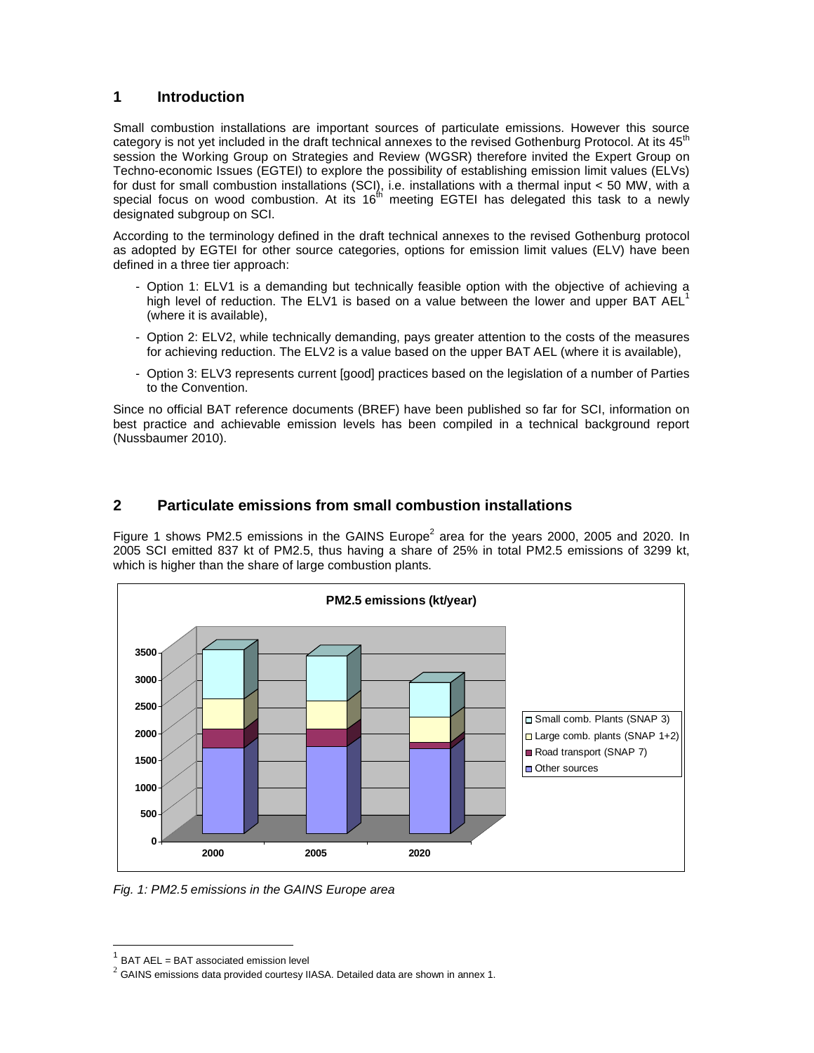## 1 Introduction

Small combustion installations are important sources of particulate emissions. However this source category is not yet included in the draft technical annexes to the revised Gothenburg Protocol. At its 45th session the Working Group on Strategies and Review (WGSR) therefore invited the Expert Group on Techno-economic Issues (EGTEI) to explore the possibility of establishing emission limit values (ELVs) for dust for small combustion installations (SCI), i.e. installations with a thermal input < 50 MW, with a special focus on wood combustion. At its 16th meeting EGTEI has delegated this task to a newly designated subgroup on SCI.

According to the terminology defined in the draft technical annexes to the revised Gothenburg protocol as adopted by EGTEI for other source categories, options for emission limit values (ELV) have been defined in a three tier approach:

- Option 1: ELV1 is a demanding but technically feasible option with the objective of achieving a high level of reduction. The ELV1 is based on a value between the lower and upper BAT AEL[1] (where it is available),
- Option 2: ELV2, while technically demanding, pays greater attention to the costs of the measures for achieving reduction. The ELV2 is a value based on the upper BAT AEL (where it is available),
- Option 3: ELV3 represents current [good] practices based on the legislation of a number of Parties to the Convention.

Since no official BAT reference documents (BREF) have been published so far for SCI, information on best practice and achievable emission levels has been compiled in a technical background report (Nussbaumer 2010).

## 2 Particulate emissions from small combustion installations

Figure 1 shows PM2.5 emissions in the GAINS Europe[2] area for the years 2000, 2005 and 2020. In 2005 SCI emitted 837 kt of PM2.5, thus having a share of 25% in total PM2.5 emissions of 3299 kt, which is higher than the share of large combustion plants.

*Fig. 1: PM2.5 emissions in the GAINS Europe area*

[1] BAT AEL = BAT associated emission level

[2] GAINS emissions data provided courtesy IIASA. Detailed data are shown in annex 1.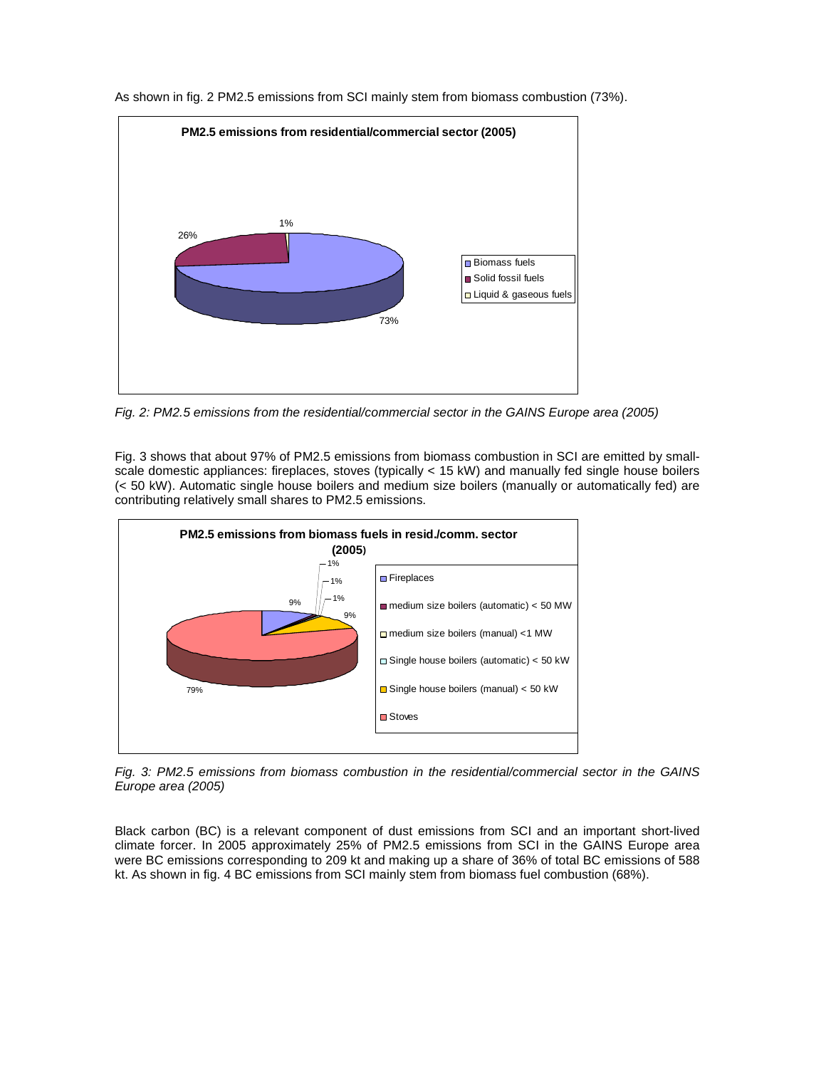As shown in fig. 2 PM2.5 emissions from SCI mainly stem from biomass combustion (73%).

*Fig. 2: PM2.5 emissions from the residential/commercial sector in the GAINS Europe area (2005)*

Fig. 3 shows that about 97% of PM2.5 emissions from biomass combustion in SCI are emitted by small-scale domestic appliances: fireplaces, stoves (typically < 15 kW) and manually fed single house boilers (< 50 kW). Automatic single house boilers and medium size boilers (manually or automatically fed) are contributing relatively small shares to PM2.5 emissions.

*Fig. 3: PM2.5 emissions from biomass combustion in the residential/commercial sector in the GAINS Europe area (2005)*

Black carbon (BC) is a relevant component of dust emissions from SCI and an important short-lived climate forcer. In 2005 approximately 25% of PM2.5 emissions from SCI in the GAINS Europe area were BC emissions corresponding to 209 kt and making up a share of 36% of total BC emissions of 588 kt. As shown in fig. 4 BC emissions from SCI mainly stem from biomass fuel combustion (68%).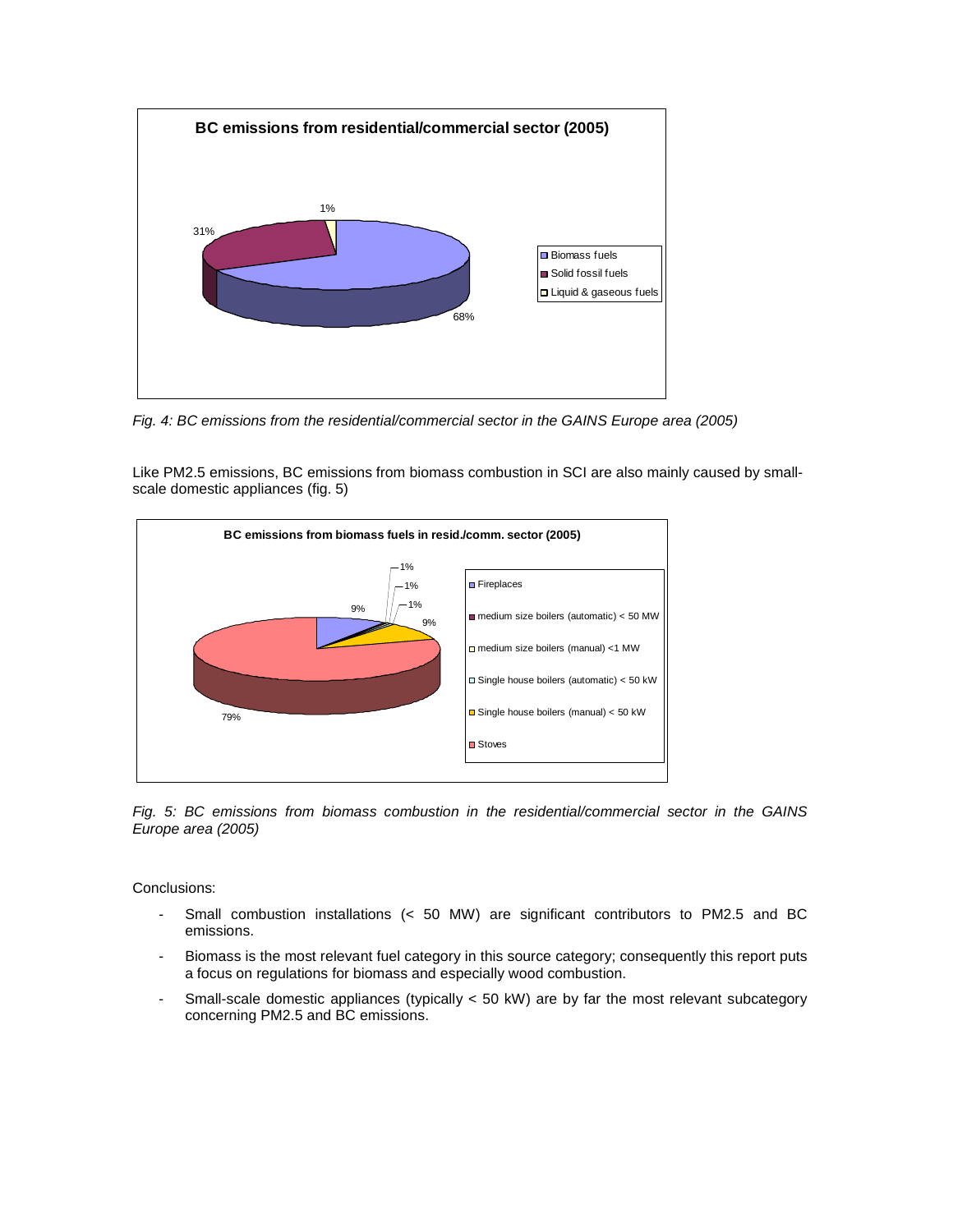*Fig. 4: BC emissions from the residential/commercial sector in the GAINS Europe area (2005)*

Like PM2.5 emissions, BC emissions from biomass combustion in SCI are also mainly caused by small-scale domestic appliances (fig. 5)

*Fig. 5: BC emissions from biomass combustion in the residential/commercial sector in the GAINS Europe area (2005)*

Conclusions:

- Small combustion installations (< 50 MW) are significant contributors to PM2.5 and BC emissions.
- Biomass is the most relevant fuel category in this source category; consequently this report puts a focus on regulations for biomass and especially wood combustion.
- Small-scale domestic appliances (typically < 50 kW) are by far the most relevant subcategory concerning PM2.5 and BC emissions.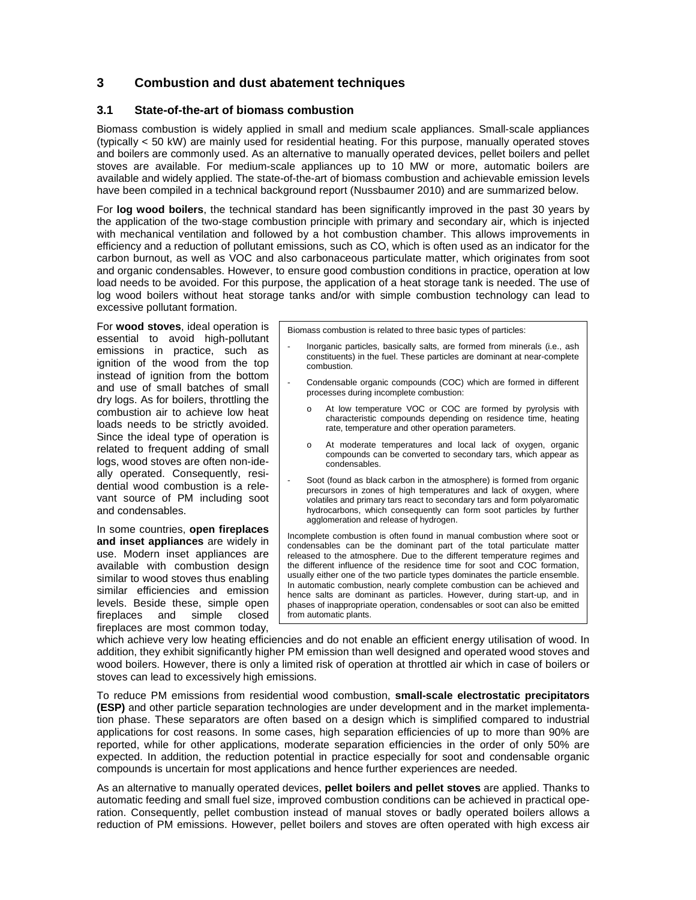## 3 Combustion and dust abatement techniques

### 3.1 State-of-the-art of biomass combustion

Biomass combustion is widely applied in small and medium scale appliances. Small-scale appliances (typically < 50 kW) are mainly used for residential heating. For this purpose, manually operated stoves and boilers are commonly used. As an alternative to manually operated devices, pellet boilers and pellet stoves are available. For medium-scale appliances up to 10 MW or more, automatic boilers are available and widely applied. The state-of-the-art of biomass combustion and achievable emission levels have been compiled in a technical background report (Nussbaumer 2010) and are summarized below.

For **log wood boilers**, the technical standard has been significantly improved in the past 30 years by the application of the two-stage combustion principle with primary and secondary air, which is injected with mechanical ventilation and followed by a hot combustion chamber. This allows improvements in efficiency and a reduction of pollutant emissions, such as CO, which is often used as an indicator for the carbon burnout, as well as VOC and also carbonaceous particulate matter, which originates from soot and organic condensables. However, to ensure good combustion conditions in practice, operation at low load needs to be avoided. For this purpose, the application of a heat storage tank is needed. The use of log wood boilers without heat storage tanks and/or with simple combustion technology can lead to excessive pollutant formation.

For **wood stoves**, ideal operation is essential to avoid high-pollutant emissions in practice, such as ignition of the wood from the top instead of ignition from the bottom and use of small batches of small dry logs. As for boilers, throttling the combustion air to achieve low heat loads needs to be strictly avoided. Since the ideal type of operation is related to frequent adding of small logs, wood stoves are often non-ideally operated. Consequently, residential wood combustion is a relevant source of PM including soot and condensables.

In some countries, **open fireplaces and inset appliances** are widely in use. Modern inset appliances are available with combustion design similar to wood stoves thus enabling similar efficiencies and emission levels. Beside these, simple open fireplaces and simple closed fireplaces are most common today, which achieve very low heating efficiencies and do not enable an efficient energy utilisation of wood. In addition, they exhibit significantly higher PM emission than well designed and operated wood stoves and wood boilers. However, there is only a limited risk of operation at throttled air which in case of boilers or stoves can lead to excessively high emissions.

> Biomass combustion is related to three basic types of particles:
>
> - Inorganic particles, basically salts, are formed from minerals (i.e., ash constituents) in the fuel. These particles are dominant at near-complete combustion.
> - Condensable organic compounds (COC) which are formed in different processes during incomplete combustion:
>   - At low temperature VOC or COC are formed by pyrolysis with characteristic compounds depending on residence time, heating rate, temperature and other operation parameters.
>   - At moderate temperatures and local lack of oxygen, organic compounds can be converted to secondary tars, which appear as condensables.
> - Soot (found as black carbon in the atmosphere) is formed from organic precursors in zones of high temperatures and lack of oxygen, where volatiles and primary tars react to secondary tars and form polyaromatic hydrocarbons, which consequently can form soot particles by further agglomeration and release of hydrogen.
>
> Incomplete combustion is often found in manual combustion where soot or condensables can be the dominant part of the total particulate matter released to the atmosphere. Due to the different temperature regimes and the different influence of the residence time for soot and COC formation, usually either one of the two particle types dominates the particle ensemble. In automatic combustion, nearly complete combustion can be achieved and hence salts are dominant as particles. However, during start-up, and in phases of inappropriate operation, condensables or soot can also be emitted from automatic plants.

To reduce PM emissions from residential wood combustion, **small-scale electrostatic precipitators (ESP)** and other particle separation technologies are under development and in the market implementation phase. These separators are often based on a design which is simplified compared to industrial applications for cost reasons. In some cases, high separation efficiencies of up to more than 90% are reported, while for other applications, moderate separation efficiencies in the order of only 50% are expected. In addition, the reduction potential in practice especially for soot and condensable organic compounds is uncertain for most applications and hence further experiences are needed.

As an alternative to manually operated devices, **pellet boilers and pellet stoves** are applied. Thanks to automatic feeding and small fuel size, improved combustion conditions can be achieved in practical operation. Consequently, pellet combustion instead of manual stoves or badly operated boilers allows a reduction of PM emissions. However, pellet boilers and stoves are often operated with high excess air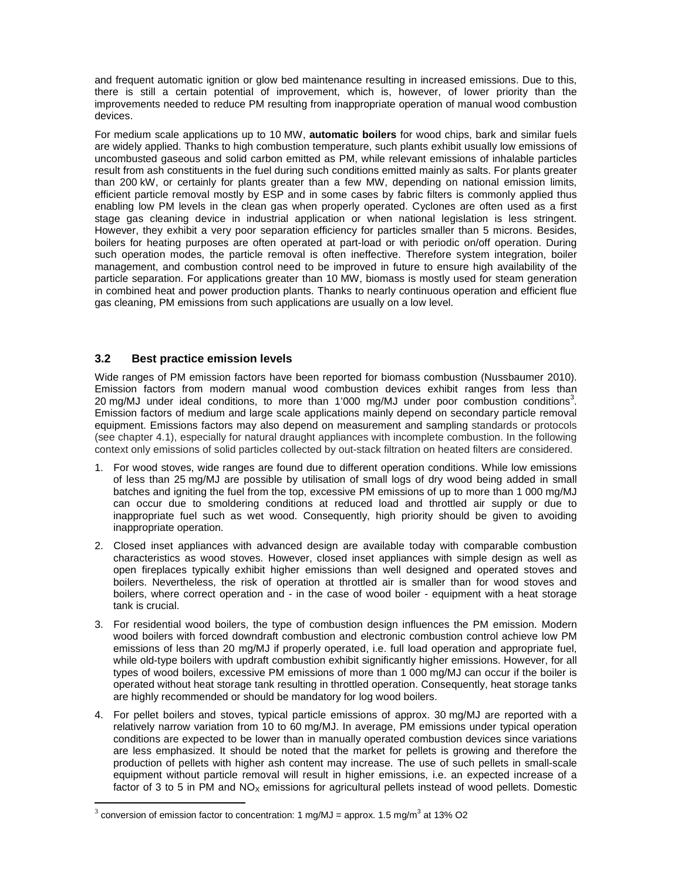and frequent automatic ignition or glow bed maintenance resulting in increased emissions. Due to this, there is still a certain potential of improvement, which is, however, of lower priority than the improvements needed to reduce PM resulting from inappropriate operation of manual wood combustion devices.

For medium scale applications up to 10 MW, **automatic boilers** for wood chips, bark and similar fuels are widely applied. Thanks to high combustion temperature, such plants exhibit usually low emissions of uncombusted gaseous and solid carbon emitted as PM, while relevant emissions of inhalable particles result from ash constituents in the fuel during such conditions emitted mainly as salts. For plants greater than 200 kW, or certainly for plants greater than a few MW, depending on national emission limits, efficient particle removal mostly by ESP and in some cases by fabric filters is commonly applied thus enabling low PM levels in the clean gas when properly operated. Cyclones are often used as a first stage gas cleaning device in industrial application or when national legislation is less stringent. However, they exhibit a very poor separation efficiency for particles smaller than 5 microns. Besides, boilers for heating purposes are often operated at part-load or with periodic on/off operation. During such operation modes, the particle removal is often ineffective. Therefore system integration, boiler management, and combustion control need to be improved in future to ensure high availability of the particle separation. For applications greater than 10 MW, biomass is mostly used for steam generation in combined heat and power production plants. Thanks to nearly continuous operation and efficient flue gas cleaning, PM emissions from such applications are usually on a low level.

## 3.2 Best practice emission levels

Wide ranges of PM emission factors have been reported for biomass combustion (Nussbaumer 2010). Emission factors from modern manual wood combustion devices exhibit ranges from less than 20 mg/MJ under ideal conditions, to more than 1'000 mg/MJ under poor combustion conditions[3]. Emission factors of medium and large scale applications mainly depend on secondary particle removal equipment. Emissions factors may also depend on measurement and sampling standards or protocols (see chapter 4.1), especially for natural draught appliances with incomplete combustion. In the following context only emissions of solid particles collected by out-stack filtration on heated filters are considered.

1. For wood stoves, wide ranges are found due to different operation conditions. While low emissions of less than 25 mg/MJ are possible by utilisation of small logs of dry wood being added in small batches and igniting the fuel from the top, excessive PM emissions of up to more than 1 000 mg/MJ can occur due to smoldering conditions at reduced load and throttled air supply or due to inappropriate fuel such as wet wood. Consequently, high priority should be given to avoiding inappropriate operation.
2. Closed inset appliances with advanced design are available today with comparable combustion characteristics as wood stoves. However, closed inset appliances with simple design as well as open fireplaces typically exhibit higher emissions than well designed and operated stoves and boilers. Nevertheless, the risk of operation at throttled air is smaller than for wood stoves and boilers, where correct operation and - in the case of wood boiler - equipment with a heat storage tank is crucial.
3. For residential wood boilers, the type of combustion design influences the PM emission. Modern wood boilers with forced downdraft combustion and electronic combustion control achieve low PM emissions of less than 20 mg/MJ if properly operated, i.e. full load operation and appropriate fuel, while old-type boilers with updraft combustion exhibit significantly higher emissions. However, for all types of wood boilers, excessive PM emissions of more than 1 000 mg/MJ can occur if the boiler is operated without heat storage tank resulting in throttled operation. Consequently, heat storage tanks are highly recommended or should be mandatory for log wood boilers.
4. For pellet boilers and stoves, typical particle emissions of approx. 30 mg/MJ are reported with a relatively narrow variation from 10 to 60 mg/MJ. In average, PM emissions under typical operation conditions are expected to be lower than in manually operated combustion devices since variations are less emphasized. It should be noted that the market for pellets is growing and therefore the production of pellets with higher ash content may increase. The use of such pellets in small-scale equipment without particle removal will result in higher emissions, i.e. an expected increase of a factor of 3 to 5 in PM and $NO_X$ emissions for agricultural pellets instead of wood pellets. Domestic

[3] conversion of emission factor to concentration: 1 mg/MJ = approx. 1.5 mg/m$^3$ at 13% O2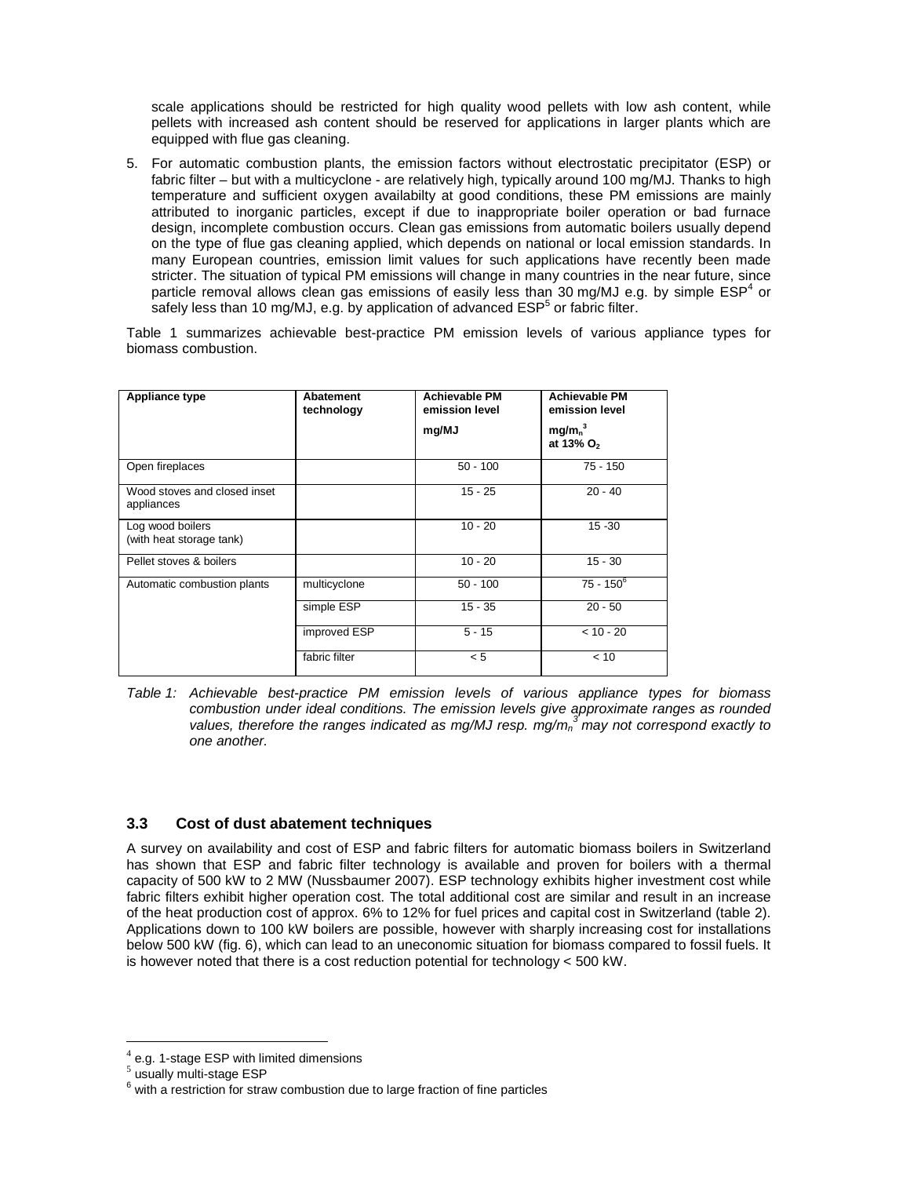scale applications should be restricted for high quality wood pellets with low ash content, while pellets with increased ash content should be reserved for applications in larger plants which are equipped with flue gas cleaning.

5. For automatic combustion plants, the emission factors without electrostatic precipitator (ESP) or fabric filter – but with a multicyclone - are relatively high, typically around 100 mg/MJ. Thanks to high temperature and sufficient oxygen availabilty at good conditions, these PM emissions are mainly attributed to inorganic particles, except if due to inappropriate boiler operation or bad furnace design, incomplete combustion occurs. Clean gas emissions from automatic boilers usually depend on the type of flue gas cleaning applied, which depends on national or local emission standards. In many European countries, emission limit values for such applications have recently been made stricter. The situation of typical PM emissions will change in many countries in the near future, since particle removal allows clean gas emissions of easily less than 30 mg/MJ e.g. by simple ESP[4] or safely less than 10 mg/MJ, e.g. by application of advanced ESP[5] or fabric filter.

Table 1 summarizes achievable best-practice PM emission levels of various appliance types for biomass combustion.

| Appliance type | Abatement technology | Achievable PM emission level mg/MJ | Achievable PM emission level $mg/m_n^3$ at 13% $O_2$ |
|---|---|---|---|
| Open fireplaces | | 50 - 100 | 75 - 150 |
| Wood stoves and closed inset appliances | | 15 - 25 | 20 - 40 |
| Log wood boilers (with heat storage tank) | | 10 - 20 | 15 -30 |
| Pellet stoves & boilers | | 10 - 20 | 15 - 30 |
| Automatic combustion plants | multicyclone | 50 - 100 | 75 - 150[6] |
| | simple ESP | 15 - 35 | 20 - 50 |
| | improved ESP | 5 - 15 | < 10 - 20 |
| | fabric filter | < 5 | < 10 |

*Table 1: Achievable best-practice PM emission levels of various appliance types for biomass combustion under ideal conditions. The emission levels give approximate ranges as rounded values, therefore the ranges indicated as mg/MJ resp. $mg/m_n^3$ may not correspond exactly to one another.*

### 3.3 Cost of dust abatement techniques

A survey on availability and cost of ESP and fabric filters for automatic biomass boilers in Switzerland has shown that ESP and fabric filter technology is available and proven for boilers with a thermal capacity of 500 kW to 2 MW (Nussbaumer 2007). ESP technology exhibits higher investment cost while fabric filters exhibit higher operation cost. The total additional cost are similar and result in an increase of the heat production cost of approx. 6% to 12% for fuel prices and capital cost in Switzerland (table 2). Applications down to 100 kW boilers are possible, however with sharply increasing cost for installations below 500 kW (fig. 6), which can lead to an uneconomic situation for biomass compared to fossil fuels. It is however noted that there is a cost reduction potential for technology < 500 kW.

[4] e.g. 1-stage ESP with limited dimensions

[5] usually multi-stage ESP

[6] with a restriction for straw combustion due to large fraction of fine particles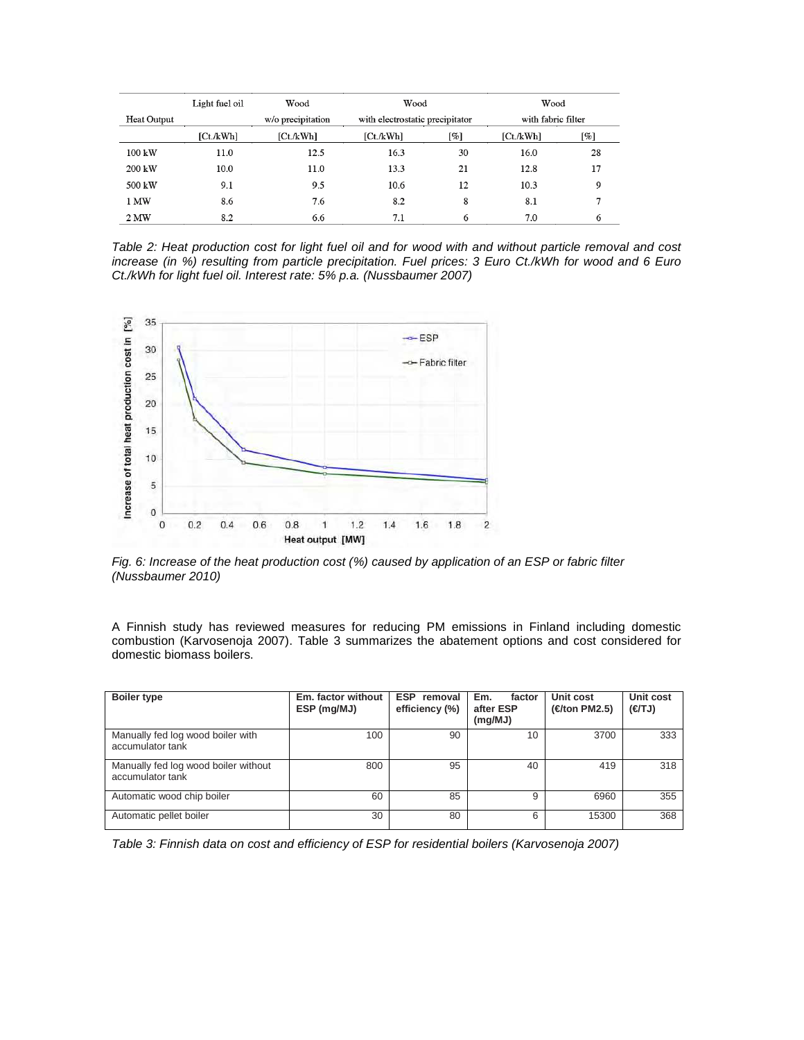| Heat Output | Light fuel oil | Wood w/o precipitation | Wood with electrostatic precipitator | | Wood with fabric filter | |
|---|---|---|---|---|---|---|
| | [Ct./kWh] | [Ct./kWh] | [Ct./kWh] | [%] | [Ct./kWh] | [%] |
| 100 kW | 11.0 | 12.5 | 16.3 | 30 | 16.0 | 28 |
| 200 kW | 10.0 | 11.0 | 13.3 | 21 | 12.8 | 17 |
| 500 kW | 9.1 | 9.5 | 10.6 | 12 | 10.3 | 9 |
| 1 MW | 8.6 | 7.6 | 8.2 | 8 | 8.1 | 7 |
| 2 MW | 8.2 | 6.6 | 7.1 | 6 | 7.0 | 6 |

*Table 2: Heat production cost for light fuel oil and for wood with and without particle removal and cost increase (in %) resulting from particle precipitation. Fuel prices: 3 Euro Ct./kWh for wood and 6 Euro Ct./kWh for light fuel oil. Interest rate: 5% p.a. (Nussbaumer 2007)*

*Fig. 6: Increase of the heat production cost (%) caused by application of an ESP or fabric filter (Nussbaumer 2010)*

A Finnish study has reviewed measures for reducing PM emissions in Finland including domestic combustion (Karvosenoja 2007). Table 3 summarizes the abatement options and cost considered for domestic biomass boilers.

| Boiler type | Em. factor without ESP (mg/MJ) | ESP removal efficiency (%) | Em. factor after ESP (mg/MJ) | Unit cost (€/ton PM2.5) | Unit cost (€/TJ) |
|---|---|---|---|---|---|
| Manually fed log wood boiler with accumulator tank | 100 | 90 | 10 | 3700 | 333 |
| Manually fed log wood boiler without accumulator tank | 800 | 95 | 40 | 419 | 318 |
| Automatic wood chip boiler | 60 | 85 | 9 | 6960 | 355 |
| Automatic pellet boiler | 30 | 80 | 6 | 15300 | 368 |

*Table 3: Finnish data on cost and efficiency of ESP for residential boilers (Karvosenoja 2007)*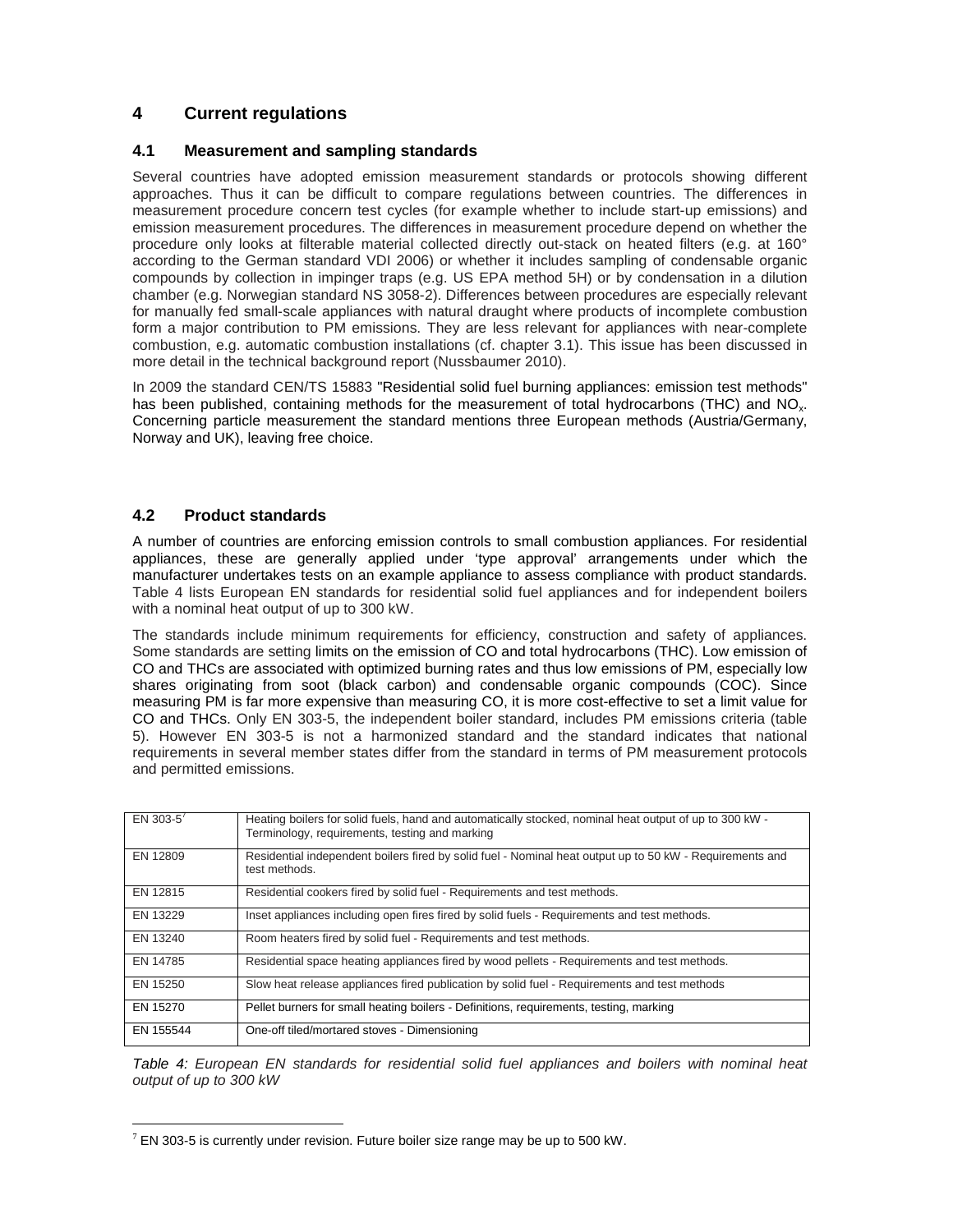## 4 Current regulations

### 4.1 Measurement and sampling standards

Several countries have adopted emission measurement standards or protocols showing different approaches. Thus it can be difficult to compare regulations between countries. The differences in measurement procedure concern test cycles (for example whether to include start-up emissions) and emission measurement procedures. The differences in measurement procedure depend on whether the procedure only looks at filterable material collected directly out-stack on heated filters (e.g. at 160° according to the German standard VDI 2006) or whether it includes sampling of condensable organic compounds by collection in impinger traps (e.g. US EPA method 5H) or by condensation in a dilution chamber (e.g. Norwegian standard NS 3058-2). Differences between procedures are especially relevant for manually fed small-scale appliances with natural draught where products of incomplete combustion form a major contribution to PM emissions. They are less relevant for appliances with near-complete combustion, e.g. automatic combustion installations (cf. chapter 3.1). This issue has been discussed in more detail in the technical background report (Nussbaumer 2010).

In 2009 the standard CEN/TS 15883 "Residential solid fuel burning appliances: emission test methods" has been published, containing methods for the measurement of total hydrocarbons (THC) and $NO_x$. Concerning particle measurement the standard mentions three European methods (Austria/Germany, Norway and UK), leaving free choice.

### 4.2 Product standards

A number of countries are enforcing emission controls to small combustion appliances. For residential appliances, these are generally applied under 'type approval' arrangements under which the manufacturer undertakes tests on an example appliance to assess compliance with product standards. Table 4 lists European EN standards for residential solid fuel appliances and for independent boilers with a nominal heat output of up to 300 kW.

The standards include minimum requirements for efficiency, construction and safety of appliances. Some standards are setting limits on the emission of CO and total hydrocarbons (THC). Low emission of CO and THCs are associated with optimized burning rates and thus low emissions of PM, especially low shares originating from soot (black carbon) and condensable organic compounds (COC). Since measuring PM is far more expensive than measuring CO, it is more cost-effective to set a limit value for CO and THCs. Only EN 303-5, the independent boiler standard, includes PM emissions criteria (table 5). However EN 303-5 is not a harmonized standard and the standard indicates that national requirements in several member states differ from the standard in terms of PM measurement protocols and permitted emissions.

| | |
|---|---|
| EN 303-5[7] | Heating boilers for solid fuels, hand and automatically stocked, nominal heat output of up to 300 kW - Terminology, requirements, testing and marking |
| EN 12809 | Residential independent boilers fired by solid fuel - Nominal heat output up to 50 kW - Requirements and test methods. |
| EN 12815 | Residential cookers fired by solid fuel - Requirements and test methods. |
| EN 13229 | Inset appliances including open fires fired by solid fuels - Requirements and test methods. |
| EN 13240 | Room heaters fired by solid fuel - Requirements and test methods. |
| EN 14785 | Residential space heating appliances fired by wood pellets - Requirements and test methods. |
| EN 15250 | Slow heat release appliances fired publication by solid fuel - Requirements and test methods |
| EN 15270 | Pellet burners for small heating boilers - Definitions, requirements, testing, marking |
| EN 155544 | One-off tiled/mortared stoves - Dimensioning |

*Table 4: European EN standards for residential solid fuel appliances and boilers with nominal heat output of up to 300 kW*

[7] EN 303-5 is currently under revision. Future boiler size range may be up to 500 kW.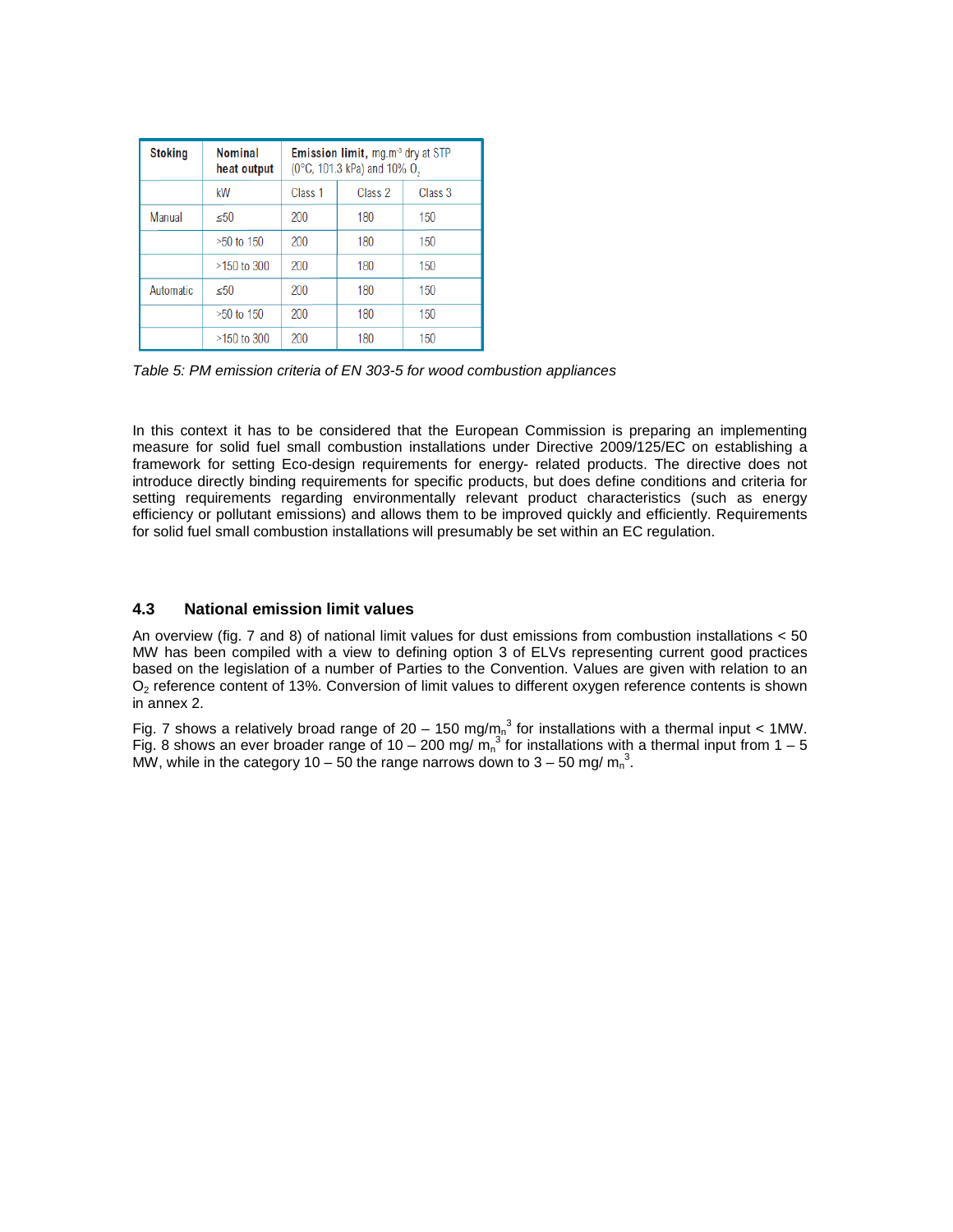| Stoking | Nominal heat output | Emission limit, mg.m$^{-3}$ dry at STP (0°C, 101.3 kPa) and 10% $O_2$ | | |
|---|---|---|---|---|
| | kW | Class 1 | Class 2 | Class 3 |
| Manual | ≤50 | 200 | 180 | 150 |
| | >50 to 150 | 200 | 180 | 150 |
| | >150 to 300 | 200 | 180 | 150 |
| Automatic | ≤50 | 200 | 180 | 150 |
| | >50 to 150 | 200 | 180 | 150 |
| | >150 to 300 | 200 | 180 | 150 |

*Table 5: PM emission criteria of EN 303-5 for wood combustion appliances*

In this context it has to be considered that the European Commission is preparing an implementing measure for solid fuel small combustion installations under Directive 2009/125/EC on establishing a framework for setting Eco-design requirements for energy- related products. The directive does not introduce directly binding requirements for specific products, but does define conditions and criteria for setting requirements regarding environmentally relevant product characteristics (such as energy efficiency or pollutant emissions) and allows them to be improved quickly and efficiently. Requirements for solid fuel small combustion installations will presumably be set within an EC regulation.

## 4.3 National emission limit values

An overview (fig. 7 and 8) of national limit values for dust emissions from combustion installations < 50 MW has been compiled with a view to defining option 3 of ELVs representing current good practices based on the legislation of a number of Parties to the Convention. Values are given with relation to an $O_2$ reference content of 13%. Conversion of limit values to different oxygen reference contents is shown in annex 2.

Fig. 7 shows a relatively broad range of 20 – 150 mg/$m_n^3$ for installations with a thermal input < 1MW. Fig. 8 shows an ever broader range of 10 – 200 mg/ $m_n^3$ for installations with a thermal input from 1 – 5 MW, while in the category 10 – 50 the range narrows down to 3 – 50 mg/ $m_n^3$.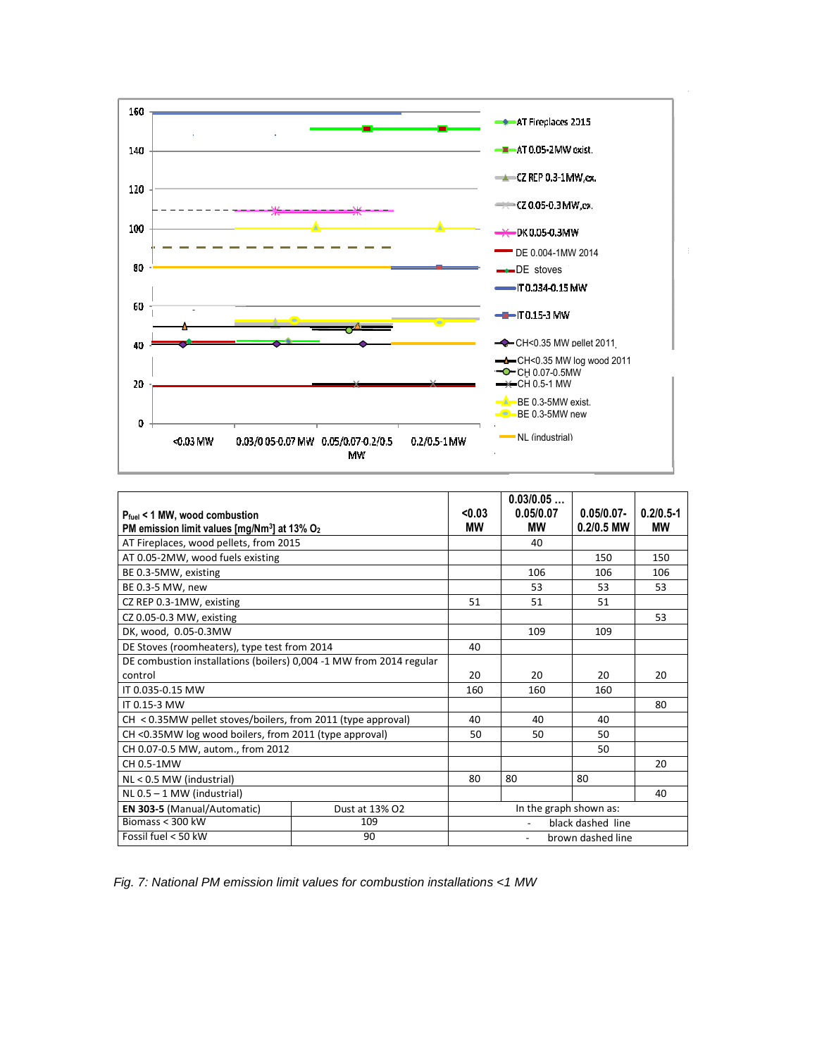| $P_{fuel}$ < 1 MW, wood combustion<br>PM emission limit values [mg/Nm³] at 13% $O_2$ | <0.03 MW | 0.03/0.05 … 0.05/0.07 MW | 0.05/0.07-0.2/0.5 MW | 0.2/0.5-1 MW |
|---|---|---|---|---|
| AT Fireplaces, wood pellets, from 2015 | | 40 | | |
| AT 0.05-2MW, wood fuels existing | | | 150 | 150 |
| BE 0.3-5MW, existing | | 106 | 106 | 106 |
| BE 0.3-5 MW, new | | 53 | 53 | 53 |
| CZ REP 0.3-1MW, existing | 51 | 51 | 51 | |
| CZ 0.05-0.3 MW, existing | | | | 53 |
| DK, wood, 0.05-0.3MW | | 109 | 109 | |
| DE Stoves (roomheaters), type test from 2014 | 40 | | | |
| DE combustion installations (boilers) 0,004 -1 MW from 2014 regular control | 20 | 20 | 20 | 20 |
| IT 0.035-0.15 MW | 160 | 160 | 160 | |
| IT 0.15-3 MW | | | | 80 |
| CH < 0.35MW pellet stoves/boilers, from 2011 (type approval) | 40 | 40 | 40 | |
| CH <0.35MW log wood boilers, from 2011 (type approval) | 50 | 50 | 50 | |
| CH 0.07-0.5 MW, autom., from 2012 | | | 50 | |
| CH 0.5-1MW | | | | 20 |
| NL < 0.5 MW (industrial) | 80 | 80 | 80 | |
| NL 0.5 – 1 MW (industrial) | | | | 40 |

| **EN 303-5** (Manual/Automatic) | Dust at 13% O2 | In the graph shown as: |
|---|---|---|
| Biomass < 300 kW | 109 | - black dashed line |
| Fossil fuel < 50 kW | 90 | - brown dashed line |

*Fig. 7: National PM emission limit values for combustion installations <1 MW*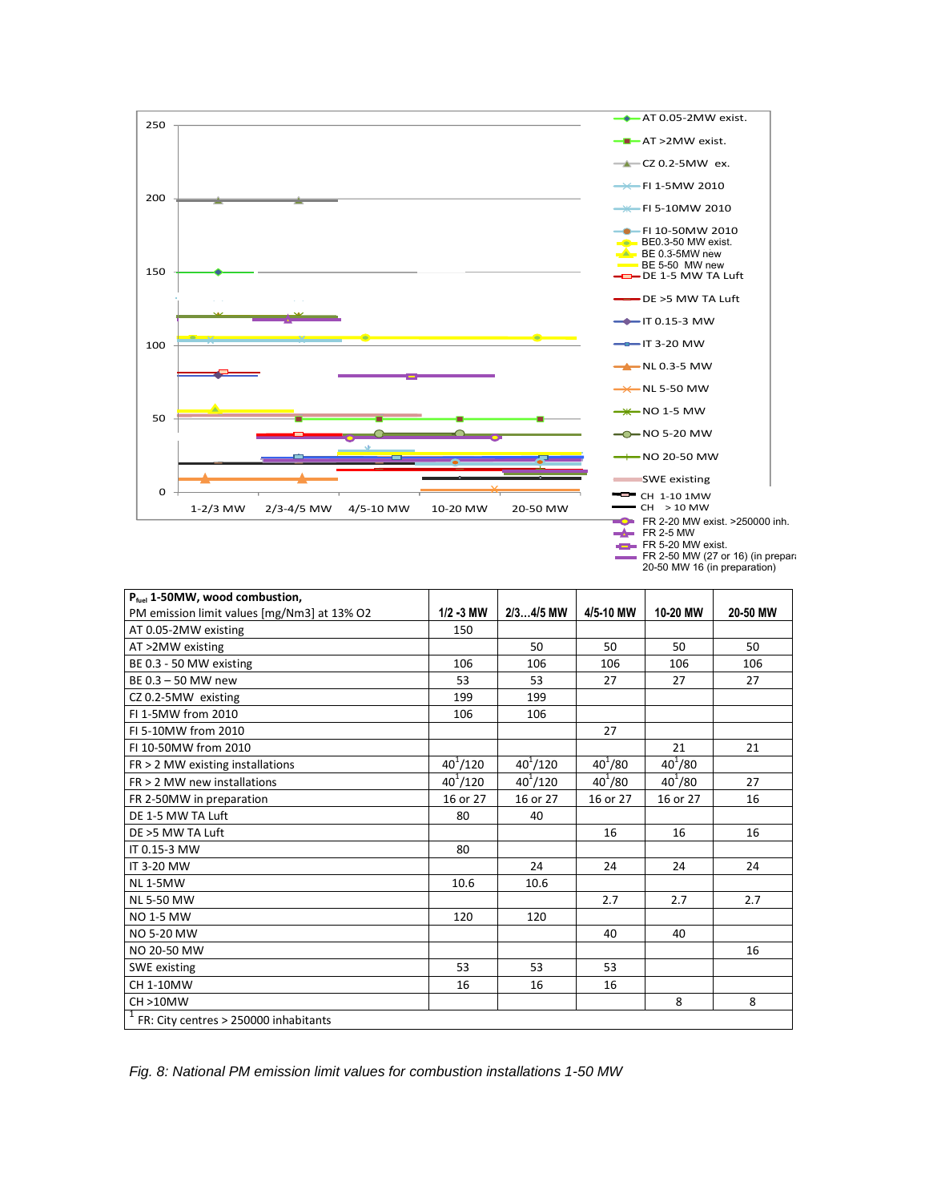| $P_{fuel}$ 1-50MW, wood combustion, PM emission limit values [mg/Nm3] at 13% O2 | 1/2 -3 MW | 2/3…4/5 MW | 4/5-10 MW | 10-20 MW | 20-50 MW |
|---|---|---|---|---|---|
| AT 0.05-2MW existing | 150 | | | | |
| AT >2MW existing | | 50 | 50 | 50 | 50 |
| BE 0.3 - 50 MW existing | 106 | 106 | 106 | 106 | 106 |
| BE 0.3 – 50 MW new | 53 | 53 | 27 | 27 | 27 |
| CZ 0.2-5MW existing | 199 | 199 | | | |
| FI 1-5MW from 2010 | 106 | 106 | | | |
| FI 5-10MW from 2010 | | | 27 | | |
| FI 10-50MW from 2010 | | | | 21 | 21 |
| FR > 2 MW existing installations | 40[1]/120 | 40[1]/120 | 40[1]/80 | 40[1]/80 | |
| FR > 2 MW new installations | 40[1]/120 | 40[1]/120 | 40[1]/80 | 40[1]/80 | 27 |
| FR 2-50MW in preparation | 16 or 27 | 16 or 27 | 16 or 27 | 16 or 27 | 16 |
| DE 1-5 MW TA Luft | 80 | 40 | | | |
| DE >5 MW TA Luft | | | 16 | 16 | 16 |
| IT 0.15-3 MW | 80 | | | | |
| IT 3-20 MW | | 24 | 24 | 24 | 24 |
| NL 1-5MW | 10.6 | 10.6 | | | |
| NL 5-50 MW | | | 2.7 | 2.7 | 2.7 |
| NO 1-5 MW | 120 | 120 | | | |
| NO 5-20 MW | | | 40 | 40 | |
| NO 20-50 MW | | | | | 16 |
| SWE existing | 53 | 53 | 53 | | |
| CH 1-10MW | 16 | 16 | 16 | | |
| CH >10MW | | | | 8 | 8 |

[1] FR: City centres > 250000 inhabitants

*Fig. 8: National PM emission limit values for combustion installations 1-50 MW*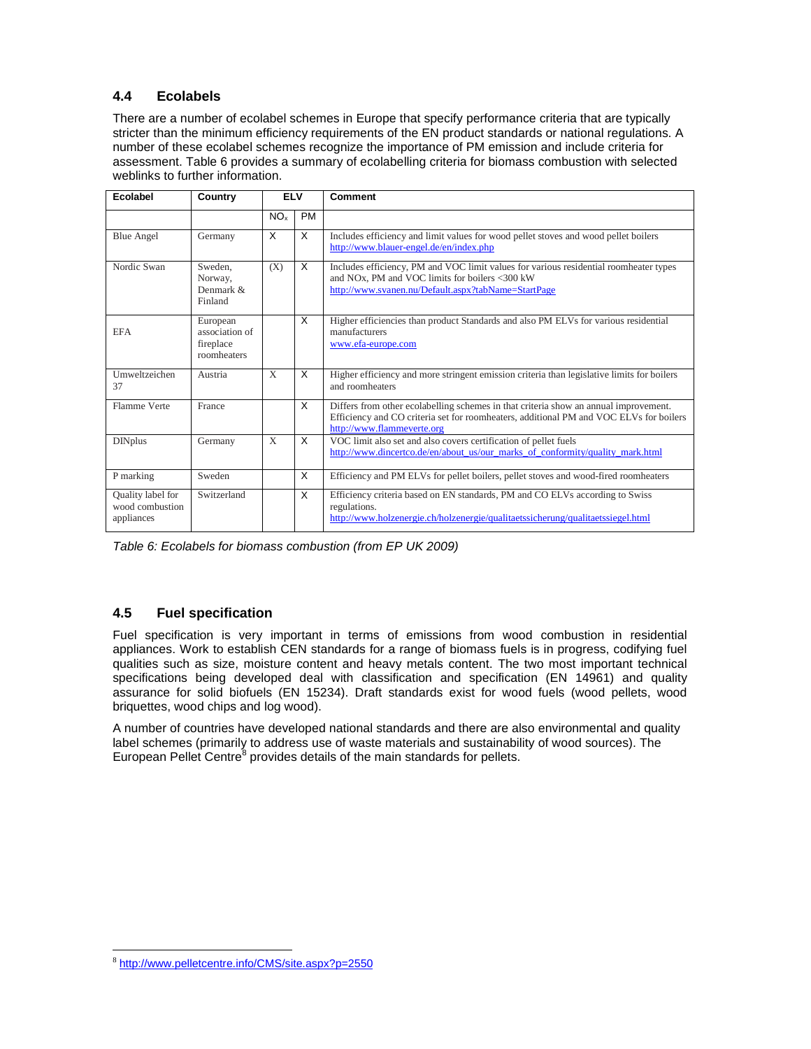### 4.4 Ecolabels

There are a number of ecolabel schemes in Europe that specify performance criteria that are typically stricter than the minimum efficiency requirements of the EN product standards or national regulations. A number of these ecolabel schemes recognize the importance of PM emission and include criteria for assessment. Table 6 provides a summary of ecolabelling criteria for biomass combustion with selected weblinks to further information.

| Ecolabel | Country | ELV | | Comment |
|---|---|---|---|---|
| | | $NO_x$ | PM | |
| Blue Angel | Germany | X | X | Includes efficiency and limit values for wood pellet stoves and wood pellet boilers http://www.blauer-engel.de/en/index.php |
| Nordic Swan | Sweden, Norway, Denmark & Finland | (X) | X | Includes efficiency, PM and VOC limit values for various residential roomheater types and NOx, PM and VOC limits for boilers <300 kW http://www.svanen.nu/Default.aspx?tabName=StartPage |
| EFA | European association of fireplace roomheaters | | X | Higher efficiencies than product Standards and also PM ELVs for various residential manufacturers www.efa-europe.com |
| Umweltzeichen 37 | Austria | X | X | Higher efficiency and more stringent emission criteria than legislative limits for boilers and roomheaters |
| Flamme Verte | France | | X | Differs from other ecolabelling schemes in that criteria show an annual improvement. Efficiency and CO criteria set for roomheaters, additional PM and VOC ELVs for boilers http://www.flammeverte.org |
| DINplus | Germany | X | X | VOC limit also set and also covers certification of pellet fuels http://www.dincertco.de/en/about_us/our_marks_of_conformity/quality_mark.html |
| P marking | Sweden | | X | Efficiency and PM ELVs for pellet boilers, pellet stoves and wood-fired roomheaters |
| Quality label for wood combustion appliances | Switzerland | | X | Efficiency criteria based on EN standards, PM and CO ELVs according to Swiss regulations. http://www.holzenergie.ch/holzenergie/qualitaetssicherung/qualitaetssiegel.html |

*Table 6: Ecolabels for biomass combustion (from EP UK 2009)*

### 4.5 Fuel specification

Fuel specification is very important in terms of emissions from wood combustion in residential appliances. Work to establish CEN standards for a range of biomass fuels is in progress, codifying fuel qualities such as size, moisture content and heavy metals content. The two most important technical specifications being developed deal with classification and specification (EN 14961) and quality assurance for solid biofuels (EN 15234). Draft standards exist for wood fuels (wood pellets, wood briquettes, wood chips and log wood).

A number of countries have developed national standards and there are also environmental and quality label schemes (primarily to address use of waste materials and sustainability of wood sources). The European Pellet Centre[8] provides details of the main standards for pellets.

[8] http://www.pelletcentre.info/CMS/site.aspx?p=2550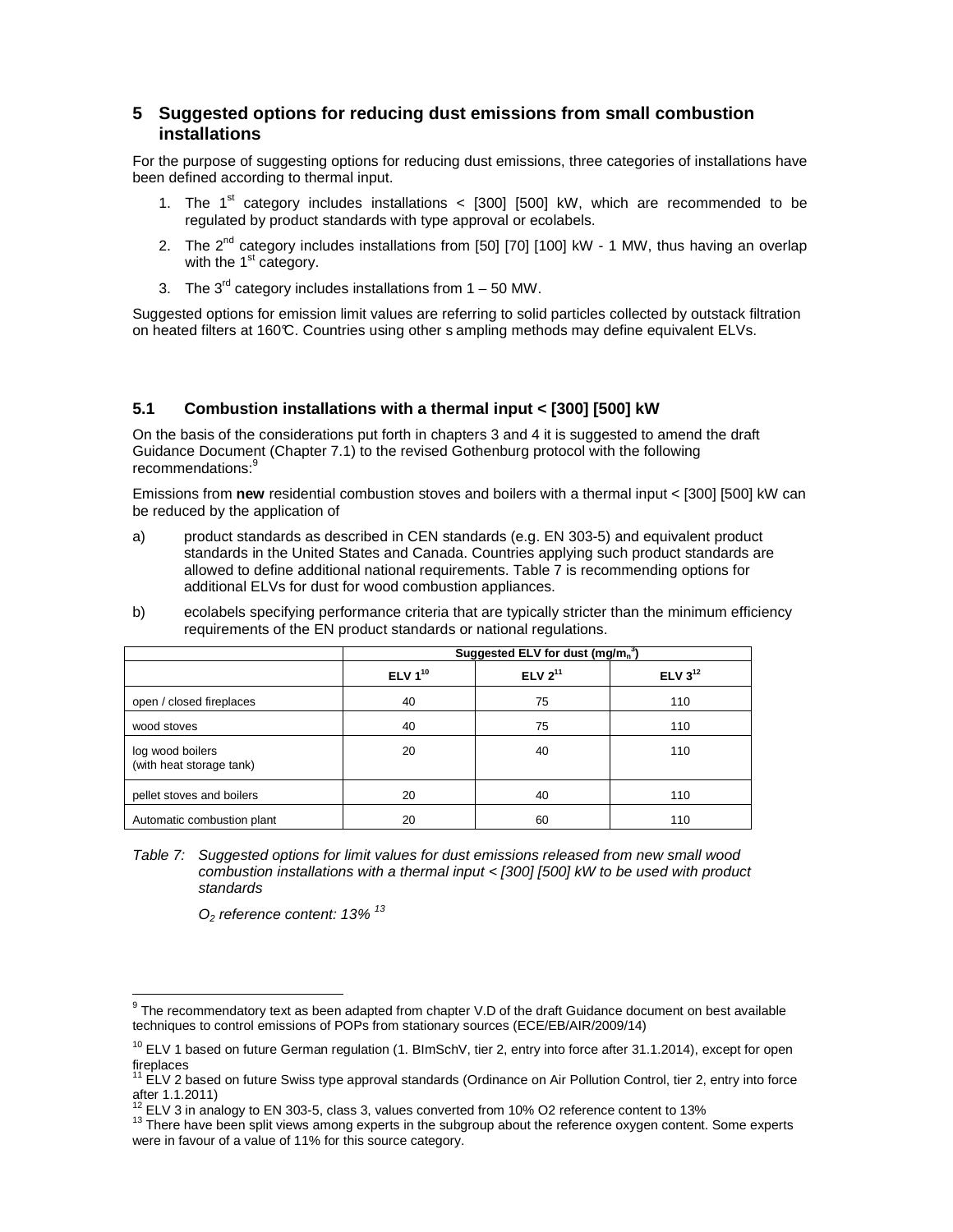## 5 Suggested options for reducing dust emissions from small combustion installations

For the purpose of suggesting options for reducing dust emissions, three categories of installations have been defined according to thermal input.

1. The 1st category includes installations < [300] [500] kW, which are recommended to be regulated by product standards with type approval or ecolabels.
2. The 2nd category includes installations from [50] [70] [100] kW - 1 MW, thus having an overlap with the 1st category.
3. The 3rd category includes installations from 1 – 50 MW.

Suggested options for emission limit values are referring to solid particles collected by outstack filtration on heated filters at 160℃. Countries using other s ampling methods may define equivalent ELVs.

### 5.1 Combustion installations with a thermal input < [300] [500] kW

On the basis of the considerations put forth in chapters 3 and 4 it is suggested to amend the draft Guidance Document (Chapter 7.1) to the revised Gothenburg protocol with the following recommendations:[9]

Emissions from **new** residential combustion stoves and boilers with a thermal input < [300] [500] kW can be reduced by the application of

a) product standards as described in CEN standards (e.g. EN 303-5) and equivalent product standards in the United States and Canada. Countries applying such product standards are allowed to define additional national requirements. Table 7 is recommending options for additional ELVs for dust for wood combustion appliances.

b) ecolabels specifying performance criteria that are typically stricter than the minimum efficiency requirements of the EN product standards or national regulations.

| | Suggested ELV for dust ($mg/m_n^3$) | | |
|---|---|---|---|
| | ELV 1[10] | ELV 2[11] | ELV 3[12] |
| open / closed fireplaces | 40 | 75 | 110 |
| wood stoves | 40 | 75 | 110 |
| log wood boilers (with heat storage tank) | 20 | 40 | 110 |
| pellet stoves and boilers | 20 | 40 | 110 |
| Automatic combustion plant | 20 | 60 | 110 |

*Table 7: Suggested options for limit values for dust emissions released from new small wood combustion installations with a thermal input < [300] [500] kW to be used with product standards*

*$O_2$ reference content: 13%* [13]

---

[9] The recommendatory text as been adapted from chapter V.D of the draft Guidance document on best available techniques to control emissions of POPs from stationary sources (ECE/EB/AIR/2009/14)

[10] ELV 1 based on future German regulation (1. BImSchV, tier 2, entry into force after 31.1.2014), except for open fireplaces

[11] ELV 2 based on future Swiss type approval standards (Ordinance on Air Pollution Control, tier 2, entry into force after 1.1.2011)

[12] ELV 3 in analogy to EN 303-5, class 3, values converted from 10% O2 reference content to 13%

[13] There have been split views among experts in the subgroup about the reference oxygen content. Some experts were in favour of a value of 11% for this source category.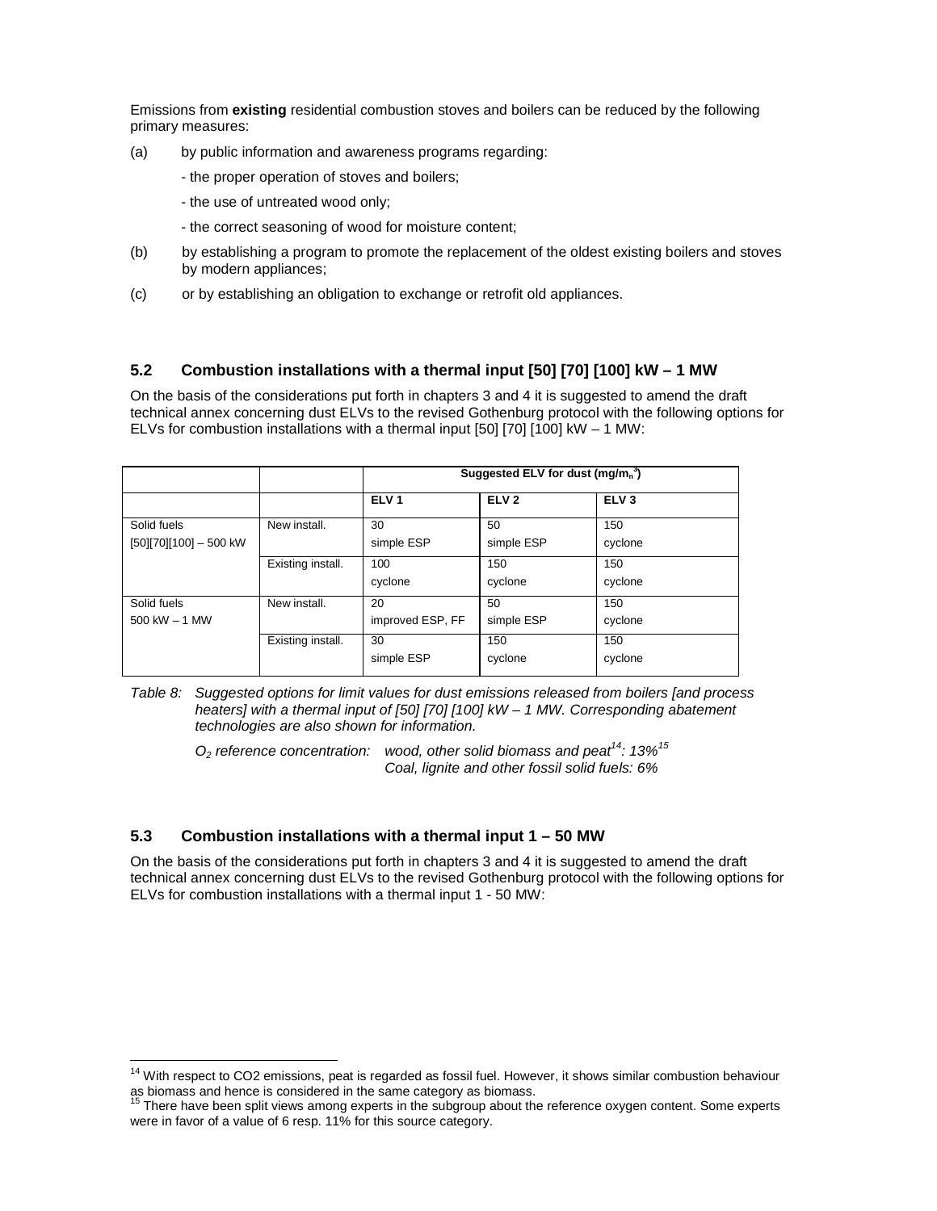Emissions from **existing** residential combustion stoves and boilers can be reduced by the following primary measures:

(a) by public information and awareness programs regarding:

- the proper operation of stoves and boilers;
- the use of untreated wood only;
- the correct seasoning of wood for moisture content;

(b) by establishing a program to promote the replacement of the oldest existing boilers and stoves by modern appliances;

(c) or by establishing an obligation to exchange or retrofit old appliances.

## 5.2 Combustion installations with a thermal input [50] [70] [100] kW – 1 MW

On the basis of the considerations put forth in chapters 3 and 4 it is suggested to amend the draft technical annex concerning dust ELVs to the revised Gothenburg protocol with the following options for ELVs for combustion installations with a thermal input [50] [70] [100] kW – 1 MW:

| | | Suggested ELV for dust (mg/m$_n^3$) | | |
|---|---|---|---|---|
| | | **ELV 1** | **ELV 2** | **ELV 3** |
| Solid fuels [50][70][100] – 500 kW | New install. | 30 simple ESP | 50 simple ESP | 150 cyclone |
| | Existing install. | 100 cyclone | 150 cyclone | 150 cyclone |
| Solid fuels 500 kW – 1 MW | New install. | 20 improved ESP, FF | 50 simple ESP | 150 cyclone |
| | Existing install. | 30 simple ESP | 150 cyclone | 150 cyclone |

*Table 8: Suggested options for limit values for dust emissions released from boilers [and process heaters] with a thermal input of [50] [70] [100] kW – 1 MW. Corresponding abatement technologies are also shown for information.*

*$O_2$ reference concentration: wood, other solid biomass and peat[14]: 13%[15]*
*Coal, lignite and other fossil solid fuels: 6%*

## 5.3 Combustion installations with a thermal input 1 – 50 MW

On the basis of the considerations put forth in chapters 3 and 4 it is suggested to amend the draft technical annex concerning dust ELVs to the revised Gothenburg protocol with the following options for ELVs for combustion installations with a thermal input 1 - 50 MW:

---

[14] With respect to CO2 emissions, peat is regarded as fossil fuel. However, it shows similar combustion behaviour as biomass and hence is considered in the same category as biomass.

[15] There have been split views among experts in the subgroup about the reference oxygen content. Some experts were in favor of a value of 6 resp. 11% for this source category.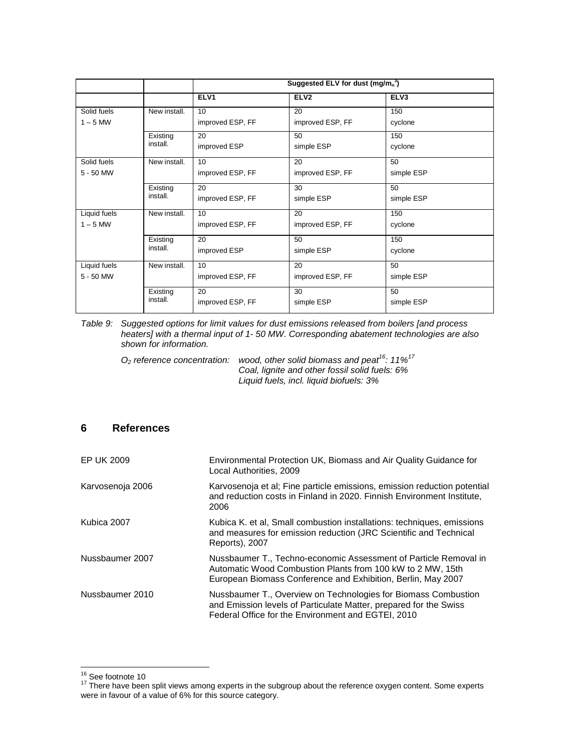| | | Suggested ELV for dust ($mg/m_n^3$) | | |
|---|---|---|---|---|
| | | ELV1 | ELV2 | ELV3 |
| Solid fuels 1 – 5 MW | New install. | 10 improved ESP, FF | 20 improved ESP, FF | 150 cyclone |
| | Existing install. | 20 improved ESP | 50 simple ESP | 150 cyclone |
| Solid fuels 5 - 50 MW | New install. | 10 improved ESP, FF | 20 improved ESP, FF | 50 simple ESP |
| | Existing install. | 20 improved ESP, FF | 30 simple ESP | 50 simple ESP |
| Liquid fuels 1 – 5 MW | New install. | 10 improved ESP, FF | 20 improved ESP, FF | 150 cyclone |
| | Existing install. | 20 improved ESP | 50 simple ESP | 150 cyclone |
| Liquid fuels 5 - 50 MW | New install. | 10 improved ESP, FF | 20 improved ESP, FF | 50 simple ESP |
| | Existing install. | 20 improved ESP, FF | 30 simple ESP | 50 simple ESP |

*Table 9: Suggested options for limit values for dust emissions released from boilers [and process heaters] with a thermal input of 1- 50 MW. Corresponding abatement technologies are also shown for information.*

*$O_2$ reference concentration: wood, other solid biomass and peat[16]: 11%[17]*
*Coal, lignite and other fossil solid fuels: 6%*
*Liquid fuels, incl. liquid biofuels: 3%*

## 6 References

| | |
|---|---|
| EP UK 2009 | Environmental Protection UK, Biomass and Air Quality Guidance for Local Authorities, 2009 |
| Karvosenoja 2006 | Karvosenoja et al; Fine particle emissions, emission reduction potential and reduction costs in Finland in 2020. Finnish Environment Institute, 2006 |
| Kubica 2007 | Kubica K. et al, Small combustion installations: techniques, emissions and measures for emission reduction (JRC Scientific and Technical Reports), 2007 |
| Nussbaumer 2007 | Nussbaumer T., Techno-economic Assessment of Particle Removal in Automatic Wood Combustion Plants from 100 kW to 2 MW, 15th European Biomass Conference and Exhibition, Berlin, May 2007 |
| Nussbaumer 2010 | Nussbaumer T., Overview on Technologies for Biomass Combustion and Emission levels of Particulate Matter, prepared for the Swiss Federal Office for the Environment and EGTEI, 2010 |

[16] See footnote 10

[17] There have been split views among experts in the subgroup about the reference oxygen content. Some experts were in favour of a value of 6% for this source category.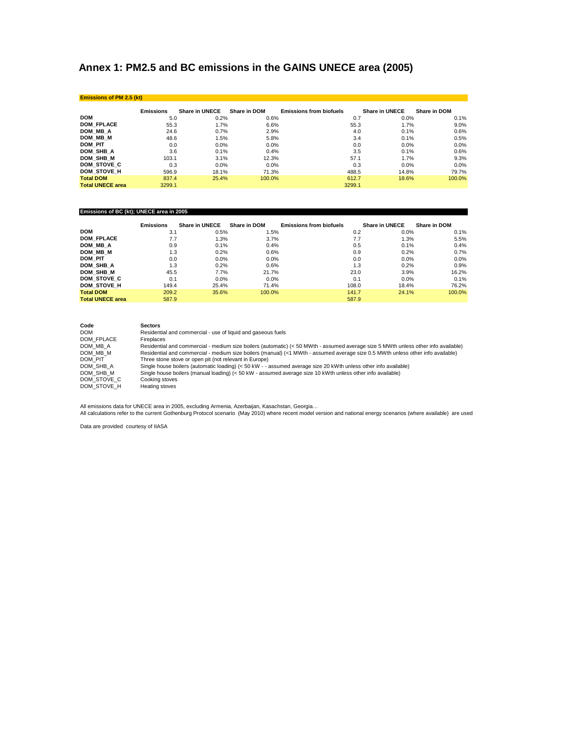# Annex 1: PM2.5 and BC emissions in the GAINS UNECE area (2005)

**Emissions of PM 2.5 (kt)**

| | Emissions | Share in UNECE | Share in DOM | Emissions from biofuels | Share in UNECE | Share in DOM |
|---|---|---|---|---|---|---|
| **DOM** | 5.0 | 0.2% | 0.6% | 0.7 | 0.0% | 0.1% |
| **DOM_FPLACE** | 55.3 | 1.7% | 6.6% | 55.3 | 1.7% | 9.0% |
| **DOM_MB_A** | 24.6 | 0.7% | 2.9% | 4.0 | 0.1% | 0.6% |
| **DOM_MB_M** | 48.6 | 1.5% | 5.8% | 3.4 | 0.1% | 0.5% |
| **DOM_PIT** | 0.0 | 0.0% | 0.0% | 0.0 | 0.0% | 0.0% |
| **DOM_SHB_A** | 3.6 | 0.1% | 0.4% | 3.5 | 0.1% | 0.6% |
| **DOM_SHB_M** | 103.1 | 3.1% | 12.3% | 57.1 | 1.7% | 9.3% |
| **DOM_STOVE_C** | 0.3 | 0.0% | 0.0% | 0.3 | 0.0% | 0.0% |
| **DOM_STOVE_H** | 596.9 | 18.1% | 71.3% | 488.5 | 14.8% | 79.7% |
| **Total DOM** | 837.4 | 25.4% | 100.0% | 612.7 | 18.6% | 100.0% |
| **Total UNECE area** | 3299.1 | | | 3299.1 | | |

**Emissions of BC (kt); UNECE area in 2005**

| | Emissions | Share in UNECE | Share in DOM | Emissions from biofuels | Share in UNECE | Share in DOM |
|---|---|---|---|---|---|---|
| **DOM** | 3.1 | 0.5% | 1.5% | 0.2 | 0.0% | 0.1% |
| **DOM_FPLACE** | 7.7 | 1.3% | 3.7% | 7.7 | 1.3% | 5.5% |
| **DOM_MB_A** | 0.9 | 0.1% | 0.4% | 0.5 | 0.1% | 0.4% |
| **DOM_MB_M** | 1.3 | 0.2% | 0.6% | 0.9 | 0.2% | 0.7% |
| **DOM_PIT** | 0.0 | 0.0% | 0.0% | 0.0 | 0.0% | 0.0% |
| **DOM_SHB_A** | 1.3 | 0.2% | 0.6% | 1.3 | 0.2% | 0.9% |
| **DOM_SHB_M** | 45.5 | 7.7% | 21.7% | 23.0 | 3.9% | 16.2% |
| **DOM_STOVE_C** | 0.1 | 0.0% | 0.0% | 0.1 | 0.0% | 0.1% |
| **DOM_STOVE_H** | 149.4 | 25.4% | 71.4% | 108.0 | 18.4% | 76.2% |
| **Total DOM** | 209.2 | 35.6% | 100.0% | 141.7 | 24.1% | 100.0% |
| **Total UNECE area** | 587.9 | | | 587.9 | | |

| Code | Sectors |
|---|---|
| DOM | Residential and commercial - use of liquid and gaseous fuels |
| DOM_FPLACE | Fireplaces |
| DOM_MB_A | Residential and commercial - medium size boilers (automatic) (< 50 MWth - assumed average size 5 MWth unless other info available) |
| DOM_MB_M | Residential and commercial - medium size boilers (manual) (<1 MWth - assumed average size 0.5 MWth unless other info available) |
| DOM_PIT | Three stone stove or open pit (not relevant in Europe) |
| DOM_SHB_A | Single house boilers (automatic loading) (< 50 kW - - assumed average size 20 kWth unless other info available) |
| DOM_SHB_M | Single house boilers (manual loading) (< 50 kW - assumed average size 10 kWth unless other info available) |
| DOM_STOVE_C | Cooking stoves |
| DOM_STOVE_H | Heating stoves |

All emissions data for UNECE area in 2005, excluding Armenia, Azerbaijan, Kasachstan, Georgia…
All calculations refer to the current Gothenburg Protocol scenario (May 2010) where recent model version and national energy scenarios (where available) are used

Data are provided courtesy of IIASA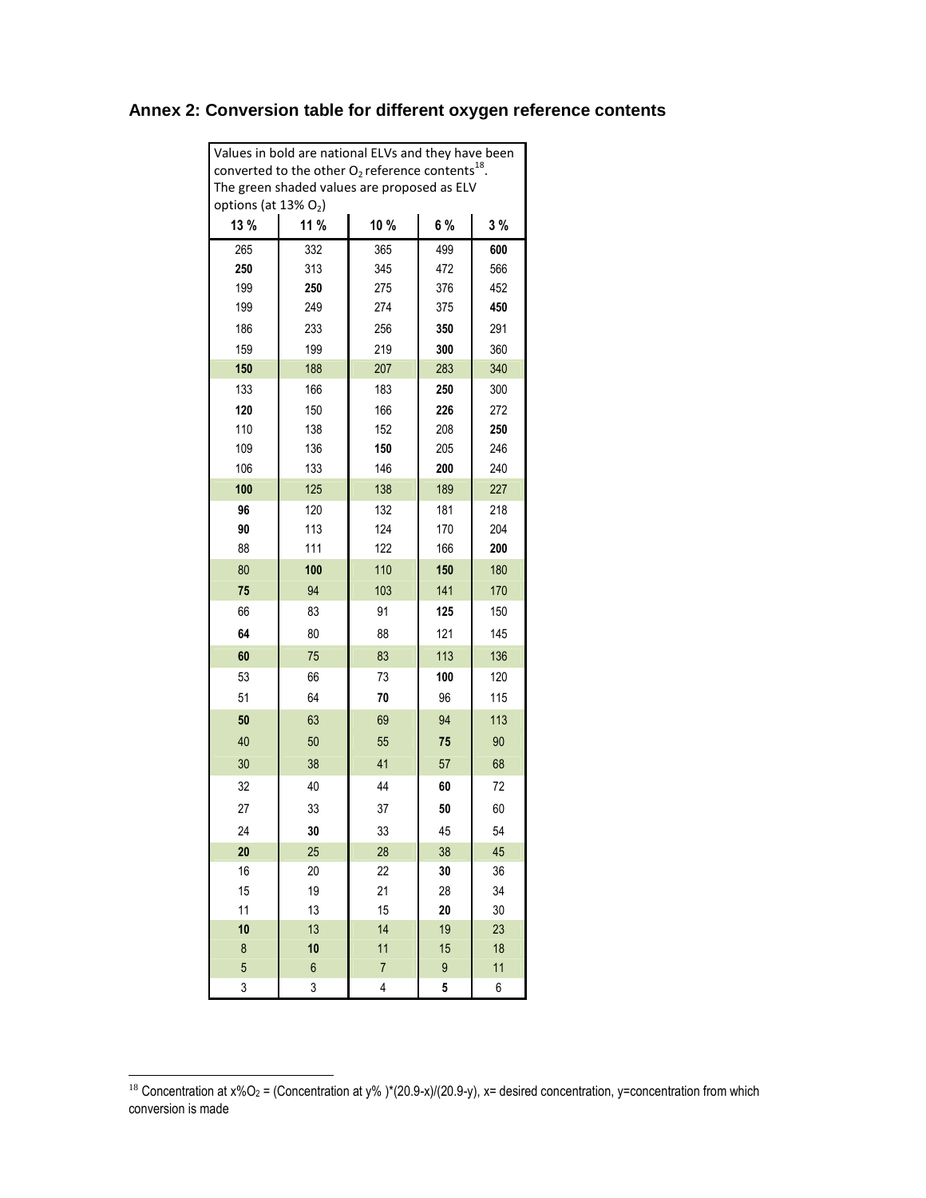## Annex 2: Conversion table for different oxygen reference contents

Values in bold are national ELVs and they have been converted to the other $O_2$ reference contents[18]. The green shaded values are proposed as ELV options (at 13% $O_2$)

| 13 % | 11 % | 10 % | 6 % | 3 % |
|---|---|---|---|---|
| 265 | 332 | 365 | 499 | **600** |
| **250** | 313 | 345 | 472 | 566 |
| 199 | **250** | 275 | 376 | 452 |
| 199 | 249 | 274 | 375 | **450** |
| 186 | 233 | 256 | **350** | 291 |
| 159 | 199 | 219 | **300** | 360 |
| **150** | 188 | 207 | 283 | 340 |
| 133 | 166 | 183 | **250** | 300 |
| **120** | 150 | 166 | **226** | 272 |
| 110 | 138 | 152 | 208 | **250** |
| 109 | 136 | **150** | 205 | 246 |
| 106 | 133 | 146 | **200** | 240 |
| **100** | 125 | 138 | 189 | 227 |
| **96** | 120 | 132 | 181 | 218 |
| **90** | 113 | 124 | 170 | 204 |
| 88 | 111 | 122 | 166 | **200** |
| 80 | **100** | 110 | **150** | 180 |
| **75** | 94 | 103 | 141 | 170 |
| 66 | 83 | 91 | **125** | 150 |
| **64** | 80 | 88 | 121 | 145 |
| **60** | 75 | 83 | 113 | 136 |
| 53 | 66 | 73 | **100** | 120 |
| 51 | 64 | **70** | 96 | 115 |
| **50** | 63 | 69 | 94 | 113 |
| 40 | 50 | 55 | **75** | 90 |
| 30 | 38 | 41 | 57 | 68 |
| 32 | 40 | 44 | **60** | 72 |
| 27 | 33 | 37 | **50** | 60 |
| 24 | **30** | 33 | 45 | 54 |
| **20** | 25 | 28 | 38 | 45 |
| 16 | 20 | 22 | **30** | 36 |
| 15 | 19 | 21 | 28 | 34 |
| 11 | 13 | 15 | **20** | 30 |
| **10** | 13 | 14 | 19 | 23 |
| 8 | **10** | 11 | 15 | 18 |
| 5 | 6 | 7 | 9 | 11 |
| 3 | 3 | 4 | **5** | 6 |

[18] Concentration at x%$O_2$ = (Concentration at y% )*(20.9-x)/(20.9-y), x= desired concentration, y=concentration from which conversion is made